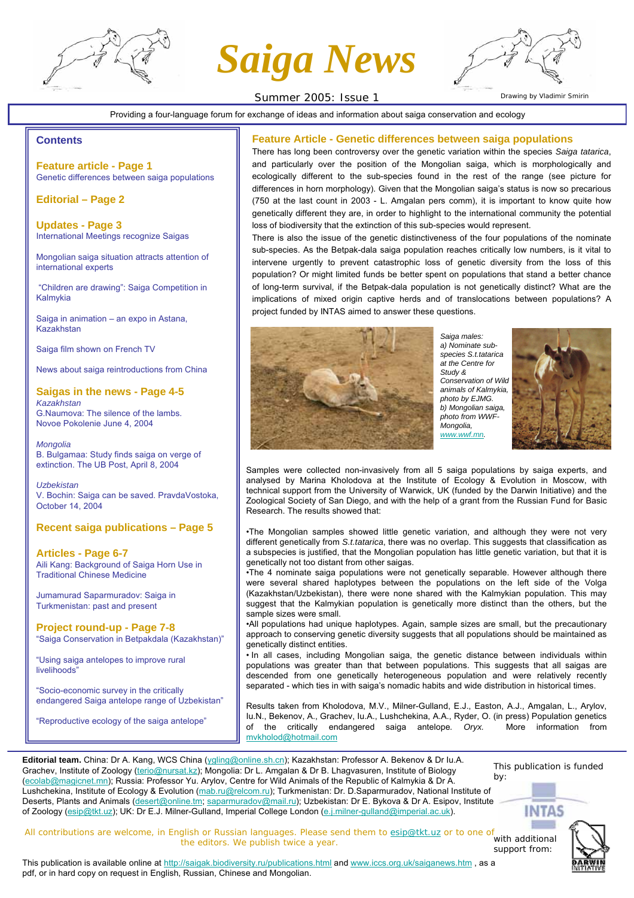# Saga News

Summer 2005: Issue 1

Drawing by Vladimir Smirin

Providing a four-language forum for exchange of ideas and information about saiga conservation and ecology

## Contents

**Feature article - Page 1**
Genetic differences between saiga populations

**Editorial – Page 2**

**Updates - Page 3**
International Meetings recognize Saigas

Mongolian saiga situation attracts attention of international experts

"Children are drawing": Saiga Competition in Kalmykia

Saiga in animation – an expo in Astana, Kazakhstan

Saiga film shown on French TV

News about saiga reintroductions from China

**Saigas in the news - Page 4-5**

*Kazakhstan*
G.Naumova: The silence of the lambs. Novoe Pokolenie June 4, 2004

*Mongolia*
B. Bulgamaa: Study finds saiga on verge of extinction. The UB Post, April 8, 2004

*Uzbekistan*
V. Bochin: Saiga can be saved. PravdaVostoka, October 14, 2004

**Recent saiga publications – Page 5**

**Articles - Page 6-7**
Aili Kang: Background of Saiga Horn Use in Traditional Chinese Medicine

Jumamurad Saparmuradov: Saiga in Turkmenistan: past and present

**Project round-up - Page 7-8**
"Saiga Conservation in Betpakdala (Kazakhstan)"

"Using saiga antelopes to improve rural livelihoods"

"Socio-economic survey in the critically endangered Saiga antelope range of Uzbekistan"

"Reproductive ecology of the saiga antelope"

## Feature Article - Genetic differences between saiga populations

There has long been controversy over the genetic variation within the species *Saiga tatarica*, and particularly over the position of the Mongolian saiga, which is morphologically and ecologically different to the sub-species found in the rest of the range (see picture for differences in horn morphology). Given that the Mongolian saiga's status is now so precarious (750 at the last count in 2003 - L. Amgalan pers comm), it is important to know quite how genetically different they are, in order to highlight to the international community the potential loss of biodiversity that the extinction of this sub-species would represent.

There is also the issue of the genetic distinctiveness of the four populations of the nominate sub-species. As the Betpak-dala saiga population reaches critically low numbers, is it vital to intervene urgently to prevent catastrophic loss of genetic diversity from the loss of this population? Or might limited funds be better spent on populations that stand a better chance of long-term survival, if the Betpak-dala population is not genetically distinct? What are the implications of mixed origin captive herds and of translocations between populations? A project funded by INTAS aimed to answer these questions.

*Saiga males: a) Nominate sub-species S.t.tatarica at the Centre for Study & Conservation of Wild animals of Kalmykia, photo by EJMG. b) Mongolian saiga, photo from WWF-Mongolia, www.wwf.mn.*

Samples were collected non-invasively from all 5 saiga populations by saiga experts, and analysed by Marina Kholodova at the Institute of Ecology & Evolution in Moscow, with technical support from the University of Warwick, UK (funded by the Darwin Initiative) and the Zoological Society of San Diego, and with the help of a grant from the Russian Fund for Basic Research. The results showed that:

- The Mongolian samples showed little genetic variation, and although they were not very different genetically from *S.t.tatarica*, there was no overlap. This suggests that classification as a subspecies is justified, that the Mongolian population has little genetic variation, but that it is genetically not too distant from other saigas.
- The 4 nominate saiga populations were not genetically separable. However although there were several shared haplotypes between the populations on the left side of the Volga (Kazakhstan/Uzbekistan), there were none shared with the Kalmykian population. This may suggest that the Kalmykian population is genetically more distinct than the others, but the sample sizes were small.
- All populations had unique haplotypes. Again, sample sizes are small, but the precautionary approach to conserving genetic diversity suggests that all populations should be maintained as genetically distinct entities.
- In all cases, including Mongolian saiga, the genetic distance between individuals within populations was greater than that between populations. This suggests that all saigas are descended from one genetically heterogeneous population and were relatively recently separated - which ties in with saiga's nomadic habits and wide distribution in historical times.

Results taken from Kholodova, M.V., Milner-Gulland, E.J., Easton, A.J., Amgalan, L., Arylov, Iu.N., Bekenov, A., Grachev, Iu.A., Lushchekina, A.A., Ryder, O. (in press) Population genetics of the critically endangered saiga antelope. *Oryx.* More information from mvkhold@hotmail.com

---

**Editorial team.** China: Dr A. Kang, WCS China (ygling@online.sh.cn); Kazakhstan: Professor A. Bekenov & Dr Iu.A. Grachev, Institute of Zoology (terio@nursat.kz); Mongolia: Dr L. Amgalan & Dr B. Lhagvasuren, Institute of Biology (ecolab@magicnet.mn); Russia: Professor Yu. Arylov, Centre for Wild Animals of the Republic of Kalmykia & Dr A. Lushchekina, Institute of Ecology & Evolution (mab.ru@relcom.ru); Turkmenistan: Dr. D.Saparmuradov, National Institute of Deserts, Plants and Animals (desert@online.tm; saparmuradov@mail.ru); Uzbekistan: Dr E. Bykova & Dr A. Esipov, Institute of Zoology (esip@tkt.uz); UK: Dr E.J. Milner-Gulland, Imperial College London (e.j.milner-gulland@imperial.ac.uk).

All contributions are welcome, in English or Russian languages. Please send them to esip@tkt.uz or to one of the editors. We publish twice a year.

This publication is available online at http://saigak.biodiversity.ru/publications.html and www.iccs.org.uk/saiganews.htm , as a pdf, or in hard copy on request in English, Russian, Chinese and Mongolian.

This publication is funded by: INTAS

with additional support from: DARWIN INITIATIVE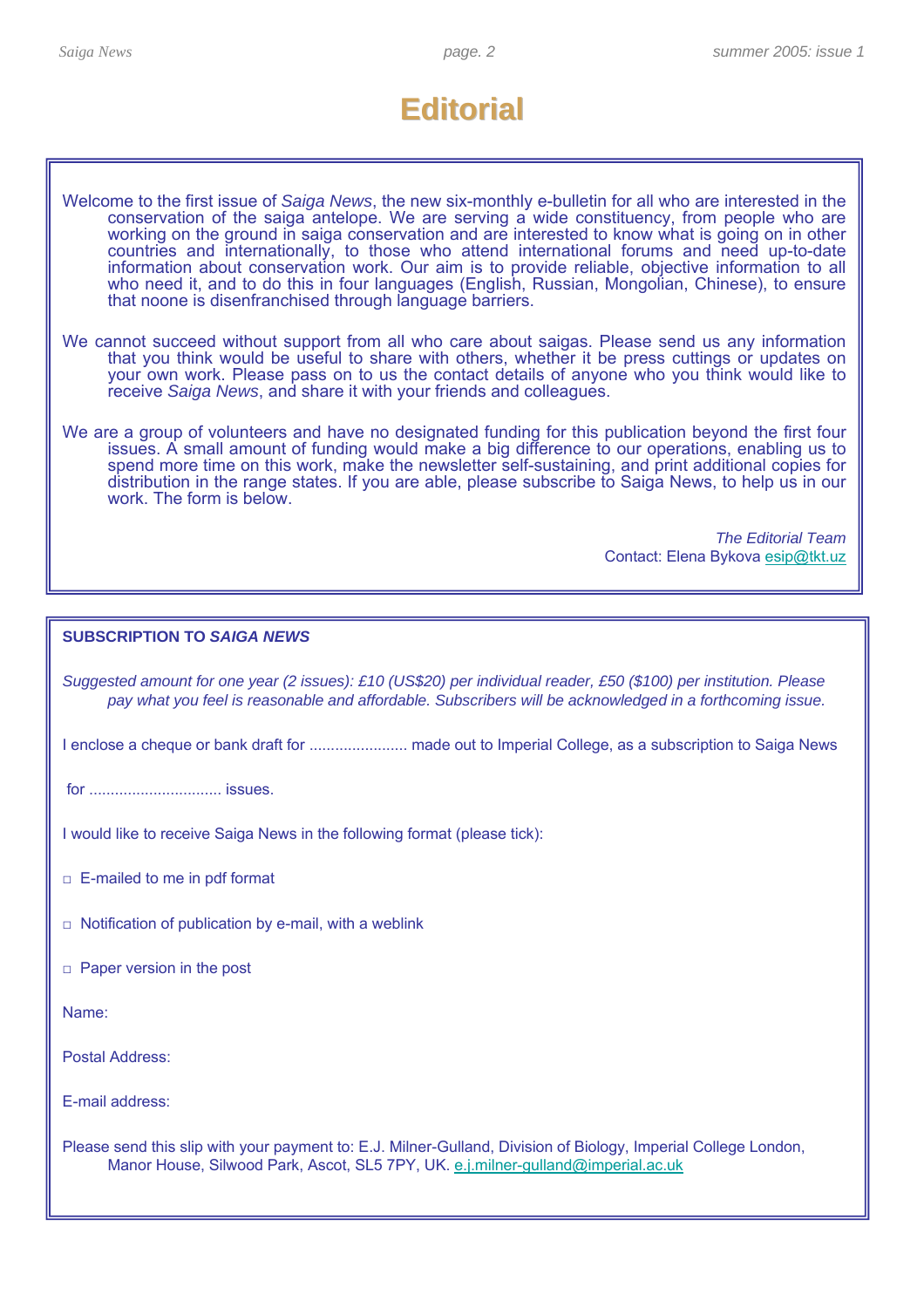# Editorial

Welcome to the first issue of *Saiga News*, the new six-monthly e-bulletin for all who are interested in the conservation of the saiga antelope. We are serving a wide constituency, from people who are working on the ground in saiga conservation and are interested to know what is going on in other countries and internationally, to those who attend international forums and need up-to-date information about conservation work. Our aim is to provide reliable, objective information to all who need it, and to do this in four languages (English, Russian, Mongolian, Chinese), to ensure that noone is disenfranchised through language barriers.

We cannot succeed without support from all who care about saigas. Please send us any information that you think would be useful to share with others, whether it be press cuttings or updates on your own work. Please pass on to us the contact details of anyone who you think would like to receive *Saiga News*, and share it with your friends and colleagues.

We are a group of volunteers and have no designated funding for this publication beyond the first four issues. A small amount of funding would make a big difference to our operations, enabling us to spend more time on this work, make the newsletter self-sustaining, and print additional copies for distribution in the range states. If you are able, please subscribe to Saiga News, to help us in our work. The form is below.

*The Editorial Team*
Contact: Elena Bykova esip@tkt.uz

**SUBSCRIPTION TO *SAIGA NEWS***

*Suggested amount for one year (2 issues): £10 (US$20) per individual reader, £50 ($100) per institution. Please pay what you feel is reasonable and affordable. Subscribers will be acknowledged in a forthcoming issue.*

I enclose a cheque or bank draft for ...................... made out to Imperial College, as a subscription to Saiga News

for .............................. issues.

I would like to receive Saiga News in the following format (please tick):

□ E-mailed to me in pdf format

□ Notification of publication by e-mail, with a weblink

□ Paper version in the post

Name:

Postal Address:

E-mail address:

Please send this slip with your payment to: E.J. Milner-Gulland, Division of Biology, Imperial College London, Manor House, Silwood Park, Ascot, SL5 7PY, UK. e.j.milner-gulland@imperial.ac.uk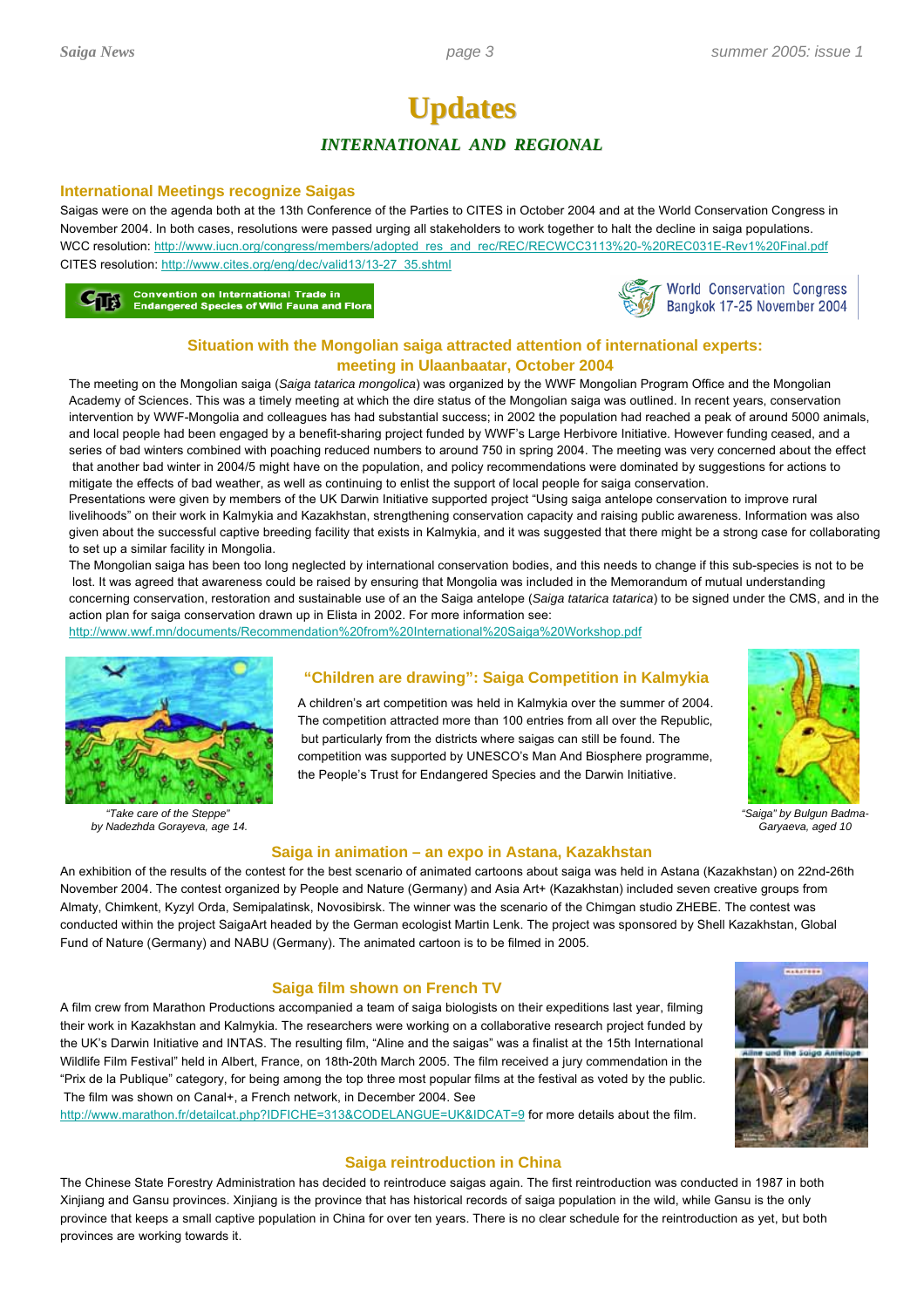# Updates

## INTERNATIONAL AND REGIONAL

### International Meetings recognize Saigas

Saigas were on the agenda both at the 13th Conference of the Parties to CITES in October 2004 and at the World Conservation Congress in November 2004. In both cases, resolutions were passed urging all stakeholders to work together to halt the decline in saiga populations.
WCC resolution: http://www.iucn.org/congress/members/adopted_res_and_rec/REC/RECWCC3113%20-%20REC031E-Rev1%20Final.pdf
CITES resolution: http://www.cites.org/eng/dec/valid13/13-27_35.shtml

Convention on International Trade in Endangered Species of Wild Fauna and Flora

World Conservation Congress Bangkok 17-25 November 2004

### Situation with the Mongolian saiga attracted attention of international experts: meeting in Ulaanbaatar, October 2004

The meeting on the Mongolian saiga (*Saiga tatarica mongolica*) was organized by the WWF Mongolian Program Office and the Mongolian Academy of Sciences. This was a timely meeting at which the dire status of the Mongolian saiga was outlined. In recent years, conservation intervention by WWF-Mongolia and colleagues has had substantial success; in 2002 the population had reached a peak of around 5000 animals, and local people had been engaged by a benefit-sharing project funded by WWF's Large Herbivore Initiative. However funding ceased, and a series of bad winters combined with poaching reduced numbers to around 750 in spring 2004. The meeting was very concerned about the effect that another bad winter in 2004/5 might have on the population, and policy recommendations were dominated by suggestions for actions to mitigate the effects of bad weather, as well as continuing to enlist the support of local people for saiga conservation.

Presentations were given by members of the UK Darwin Initiative supported project "Using saiga antelope conservation to improve rural livelihoods" on their work in Kalmykia and Kazakhstan, strengthening conservation capacity and raising public awareness. Information was also given about the successful captive breeding facility that exists in Kalmykia, and it was suggested that there might be a strong case for collaborating to set up a similar facility in Mongolia.

The Mongolian saiga has been too long neglected by international conservation bodies, and this needs to change if this sub-species is not to be lost. It was agreed that awareness could be raised by ensuring that Mongolia was included in the Memorandum of mutual understanding concerning conservation, restoration and sustainable use of an the Saiga antelope (*Saiga tatarica tatarica*) to be signed under the CMS, and in the action plan for saiga conservation drawn up in Elista in 2002. For more information see:
http://www.wwf.mn/documents/Recommendation%20from%20International%20Saiga%20Workshop.pdf

### "Children are drawing": Saiga Competition in Kalmykia

A children's art competition was held in Kalmykia over the summer of 2004. The competition attracted more than 100 entries from all over the Republic, but particularly from the districts where saigas can still be found. The competition was supported by UNESCO's Man And Biosphere programme, the People's Trust for Endangered Species and the Darwin Initiative.

*"Take care of the Steppe" by Nadezhda Gorayeva, age 14.*

*"Saiga" by Bulgun Badma-Garyaeva, aged 10*

### Saiga in animation – an expo in Astana, Kazakhstan

An exhibition of the results of the contest for the best scenario of animated cartoons about saiga was held in Astana (Kazakhstan) on 22nd-26th November 2004. The contest organized by People and Nature (Germany) and Asia Art+ (Kazakhstan) included seven creative groups from Almaty, Chimkent, Kyzyl Orda, Semipalatinsk, Novosibirsk. The winner was the scenario of the Chimgan studio ZHEBE. The contest was conducted within the project SaigaArt headed by the German ecologist Martin Lenk. The project was sponsored by Shell Kazakhstan, Global Fund of Nature (Germany) and NABU (Germany). The animated cartoon is to be filmed in 2005.

### Saiga film shown on French TV

A film crew from Marathon Productions accompanied a team of saiga biologists on their expeditions last year, filming their work in Kazakhstan and Kalmykia. The researchers were working on a collaborative research project funded by the UK's Darwin Initiative and INTAS. The resulting film, "Aline and the saigas" was a finalist at the 15th International Wildlife Film Festival" held in Albert, France, on 18th-20th March 2005. The film received a jury commendation in the "Prix de la Publique" category, for being among the top three most popular films at the festival as voted by the public. The film was shown on Canal+, a French network, in December 2004. See http://www.marathon.fr/detailcat.php?IDFICHE=313&CODELANGUE=UK&IDCAT=9 for more details about the film.

### Saiga reintroduction in China

The Chinese State Forestry Administration has decided to reintroduce saigas again. The first reintroduction was conducted in 1987 in both Xinjiang and Gansu provinces. Xinjiang is the province that has historical records of saiga population in the wild, while Gansu is the only province that keeps a small captive population in China for over ten years. There is no clear schedule for the reintroduction as yet, but both provinces are working towards it.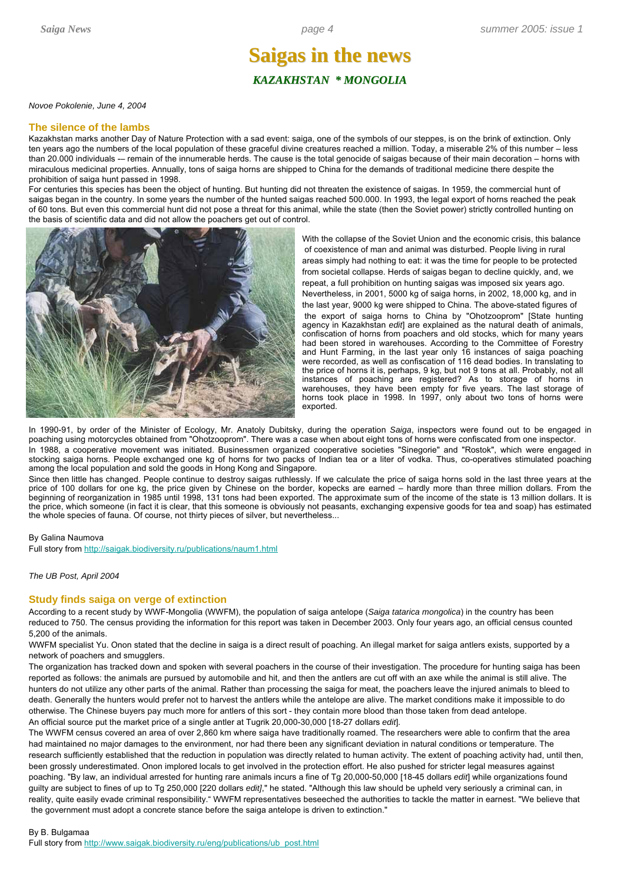# Saigas in the news

## *KAZAKHSTAN * MONGOLIA*

*Novoe Pokolenie, June 4, 2004*

### The silence of the lambs

Kazakhstan marks another Day of Nature Protection with a sad event: saiga, one of the symbols of our steppes, is on the brink of extinction. Only ten years ago the numbers of the local population of these graceful divine creatures reached a million. Today, a miserable 2% of this number – less than 20.000 individuals -– remain of the innumerable herds. The cause is the total genocide of saigas because of their main decoration – horns with miraculous medicinal properties. Annually, tons of saiga horns are shipped to China for the demands of traditional medicine there despite the prohibition of saiga hunt passed in 1998.

For centuries this species has been the object of hunting. But hunting did not threaten the existence of saigas. In 1959, the commercial hunt of saigas began in the country. In some years the number of the hunted saigas reached 500.000. In 1993, the legal export of horns reached the peak of 60 tons. But even this commercial hunt did not pose a threat for this animal, while the state (then the Soviet power) strictly controlled hunting on the basis of scientific data and did not allow the poachers get out of control.

With the collapse of the Soviet Union and the economic crisis, this balance of coexistence of man and animal was disturbed. People living in rural areas simply had nothing to eat: it was the time for people to be protected from societal collapse. Herds of saigas began to decline quickly, and, we repeat, a full prohibition on hunting saigas was imposed six years ago. Nevertheless, in 2001, 5000 kg of saiga horns, in 2002, 18,000 kg, and in the last year, 9000 kg were shipped to China. The above-stated figures of the export of saiga horns to China by "Ohotzooprom" [State hunting agency in Kazakhstan *edit*] are explained as the natural death of animals, confiscation of horns from poachers and old stocks, which for many years had been stored in warehouses. According to the Committee of Forestry and Hunt Farming, in the last year only 16 instances of saiga poaching were recorded, as well as confiscation of 116 dead bodies. In translating to the price of horns it is, perhaps, 9 kg, but not 9 tons at all. Probably, not all instances of poaching are registered? As to storage of horns in warehouses, they have been empty for five years. The last storage of horns took place in 1998. In 1997, only about two tons of horns were exported.

In 1990-91, by order of the Minister of Ecology, Mr. Anatoly Dubitsky, during the operation *Saiga*, inspectors were found out to be engaged in poaching using motorcycles obtained from "Ohotzooprom". There was a case when about eight tons of horns were confiscated from one inspector.

In 1988, a cooperative movement was initiated. Businessmen organized cooperative societies "Sinegorie" and "Rostok", which were engaged in stocking saiga horns. People exchanged one kg of horns for two packs of Indian tea or a liter of vodka. Thus, co-operatives stimulated poaching among the local population and sold the goods in Hong Kong and Singapore.

Since then little has changed. People continue to destroy saigas ruthlessly. If we calculate the price of saiga horns sold in the last three years at the price of 100 dollars for one kg, the price given by Chinese on the border, kopecks are earned – hardly more than three million dollars. From the beginning of reorganization in 1985 until 1998, 131 tons had been exported. The approximate sum of the income of the state is 13 million dollars. It is the price, which someone (in fact it is clear, that this someone is obviously not peasants, exchanging expensive goods for tea and soap) has estimated the whole species of fauna. Of course, not thirty pieces of silver, but nevertheless...

By Galina Naumova
Full story from http://saigak.biodiversity.ru/publications/naum1.html

*The UB Post, April 2004*

### Study finds saiga on verge of extinction

According to a recent study by WWF-Mongolia (WWFM), the population of saiga antelope (*Saiga tatarica mongolica*) in the country has been reduced to 750. The census providing the information for this report was taken in December 2003. Only four years ago, an official census counted 5,200 of the animals.

WWFM specialist Yu. Onon stated that the decline in saiga is a direct result of poaching. An illegal market for saiga antlers exists, supported by a network of poachers and smugglers.

The organization has tracked down and spoken with several poachers in the course of their investigation. The procedure for hunting saiga has been reported as follows: the animals are pursued by automobile and hit, and then the antlers are cut off with an axe while the animal is still alive. The hunters do not utilize any other parts of the animal. Rather than processing the saiga for meat, the poachers leave the injured animals to bleed to death. Generally the hunters would prefer not to harvest the antlers while the antelope are alive. The market conditions make it impossible to do otherwise. The Chinese buyers pay much more for antlers of this sort - they contain more blood than those taken from dead antelope.

An official source put the market price of a single antler at Tugrik 20,000-30,000 [18-27 dollars *edit*].

The WWFM census covered an area of over 2,860 km where saiga have traditionally roamed. The researchers were able to confirm that the area had maintained no major damages to the environment, nor had there been any significant deviation in natural conditions or temperature. The research sufficiently established that the reduction in population was directly related to human activity. The extent of poaching activity had, until then, been grossly underestimated. Onon implored locals to get involved in the protection effort. He also pushed for stricter legal measures against poaching. "By law, an individual arrested for hunting rare animals incurs a fine of Tg 20,000-50,000 [18-45 dollars *edit*] while organizations found guilty are subject to fines of up to Tg 250,000 [220 dollars *edit]*," he stated. "Although this law should be upheld very seriously a criminal can, in reality, quite easily evade criminal responsibility." WWFM representatives beseeched the authorities to tackle the matter in earnest. "We believe that the government must adopt a concrete stance before the saiga antelope is driven to extinction."

By B. Bulgamaa
Full story from http://www.saigak.biodiversity.ru/eng/publications/ub_post.html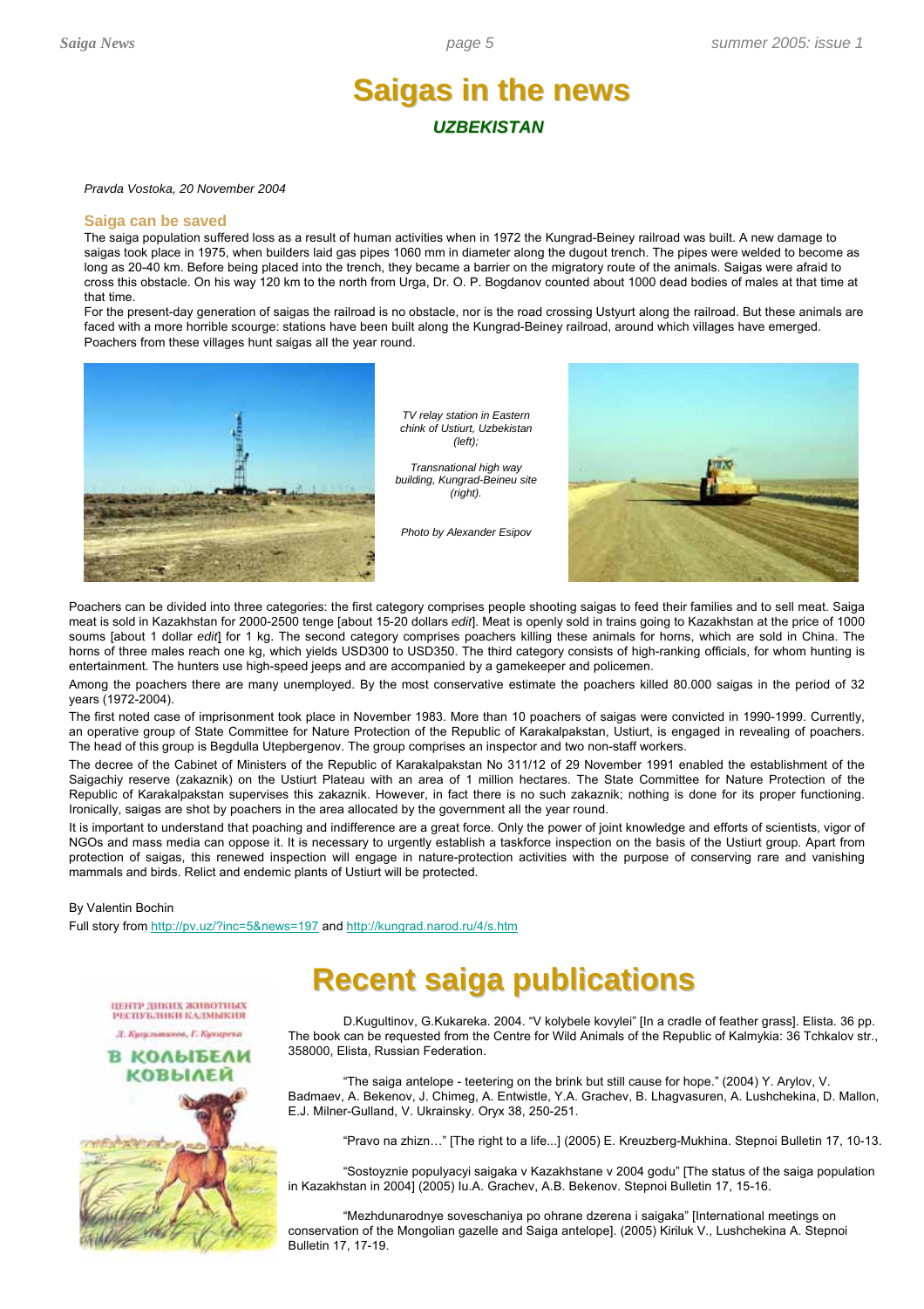# Saigas in the news

## *UZBEKISTAN*

*Pravda Vostoka, 20 November 2004*

### Saiga can be saved

The saiga population suffered loss as a result of human activities when in 1972 the Kungrad-Beiney railroad was built. A new damage to saigas took place in 1975, when builders laid gas pipes 1060 mm in diameter along the dugout trench. The pipes were welded to become as long as 20-40 km. Before being placed into the trench, they became a barrier on the migratory route of the animals. Saigas were afraid to cross this obstacle. On his way 120 km to the north from Urga, Dr. O. P. Bogdanov counted about 1000 dead bodies of males at that time at that time.

For the present-day generation of saigas the railroad is no obstacle, nor is the road crossing Ustyurt along the railroad. But these animals are faced with a more horrible scourge: stations have been built along the Kungrad-Beiney railroad, around which villages have emerged. Poachers from these villages hunt saigas all the year round.

*TV relay station in Eastern chink of Ustiurt, Uzbekistan (left);*

*Transnational high way building, Kungrad-Beineu site (right).*

*Photo by Alexander Esipov*

Poachers can be divided into three categories: the first category comprises people shooting saigas to feed their families and to sell meat. Saiga meat is sold in Kazakhstan for 2000-2500 tenge [about 15-20 dollars *edit*]. Meat is openly sold in trains going to Kazakhstan at the price of 1000 soums [about 1 dollar *edit*] for 1 kg. The second category comprises poachers killing these animals for horns, which are sold in China. The horns of three males reach one kg, which yields USD300 to USD350. The third category consists of high-ranking officials, for whom hunting is entertainment. The hunters use high-speed jeeps and are accompanied by a gamekeeper and policemen.

Among the poachers there are many unemployed. By the most conservative estimate the poachers killed 80.000 saigas in the period of 32 years (1972-2004).

The first noted case of imprisonment took place in November 1983. More than 10 poachers of saigas were convicted in 1990-1999. Currently, an operative group of State Committee for Nature Protection of the Republic of Karakalpakstan, Ustiurt, is engaged in revealing of poachers. The head of this group is Begdulla Utepbergenov. The group comprises an inspector and two non-staff workers.

The decree of the Cabinet of Ministers of the Republic of Karakalpakstan No 311/12 of 29 November 1991 enabled the establishment of the Saigachiy reserve (zakaznik) on the Ustiurt Plateau with an area of 1 million hectares. The State Committee for Nature Protection of the Republic of Karakalpakstan supervises this zakaznik. However, in fact there is no such zakaznik; nothing is done for its proper functioning. Ironically, saigas are shot by poachers in the area allocated by the government all the year round.

It is important to understand that poaching and indifference are a great force. Only the power of joint knowledge and efforts of scientists, vigor of NGOs and mass media can oppose it. It is necessary to urgently establish a taskforce inspection on the basis of the Ustiurt group. Apart from protection of saigas, this renewed inspection will engage in nature-protection activities with the purpose of conserving rare and vanishing mammals and birds. Relict and endemic plants of Ustiurt will be protected.

By Valentin Bochin

Full story from http://pv.uz/?inc=5&news=197 and http://kungrad.narod.ru/4/s.htm

# Recent saiga publications

ЦЕНТР ДИКИХ ЖИВОТНЫХ РЕСПУБЛИКИ КАЛМЫКИЯ

Д. Кугультинов, Г. Кукарека

В КОЛЫБЕЛИ КОВЫЛЕЙ

D.Kugultinov, G.Kukareka. 2004. "V kolybele kovylei" [In a cradle of feather grass]. Elista. 36 pp. The book can be requested from the Centre for Wild Animals of the Republic of Kalmykia: 36 Tchkalov str., 358000, Elista, Russian Federation.

"The saiga antelope - teetering on the brink but still cause for hope." (2004) Y. Arylov, V. Badmaev, A. Bekenov, J. Chimeg, A. Entwistle, Y.A. Grachev, B. Lhagvasuren, A. Lushchekina, D. Mallon, E.J. Milner-Gulland, V. Ukrainsky. Oryx 38, 250-251.

"Pravo na zhizn…" [The right to a life...] (2005) E. Kreuzberg-Mukhina. Stepnoi Bulletin 17, 10-13.

"Sostoyznie populyacyi saigaka v Kazakhstane v 2004 godu" [The status of the saiga population in Kazakhstan in 2004] (2005) Iu.A. Grachev, A.B. Bekenov. Stepnoi Bulletin 17, 15-16.

"Mezhdunarodnye soveschaniya po ohrane dzerena i saigaka" [International meetings on conservation of the Mongolian gazelle and Saiga antelope]. (2005) Kiriluk V., Lushchekina A. Stepnoi Bulletin 17, 17-19.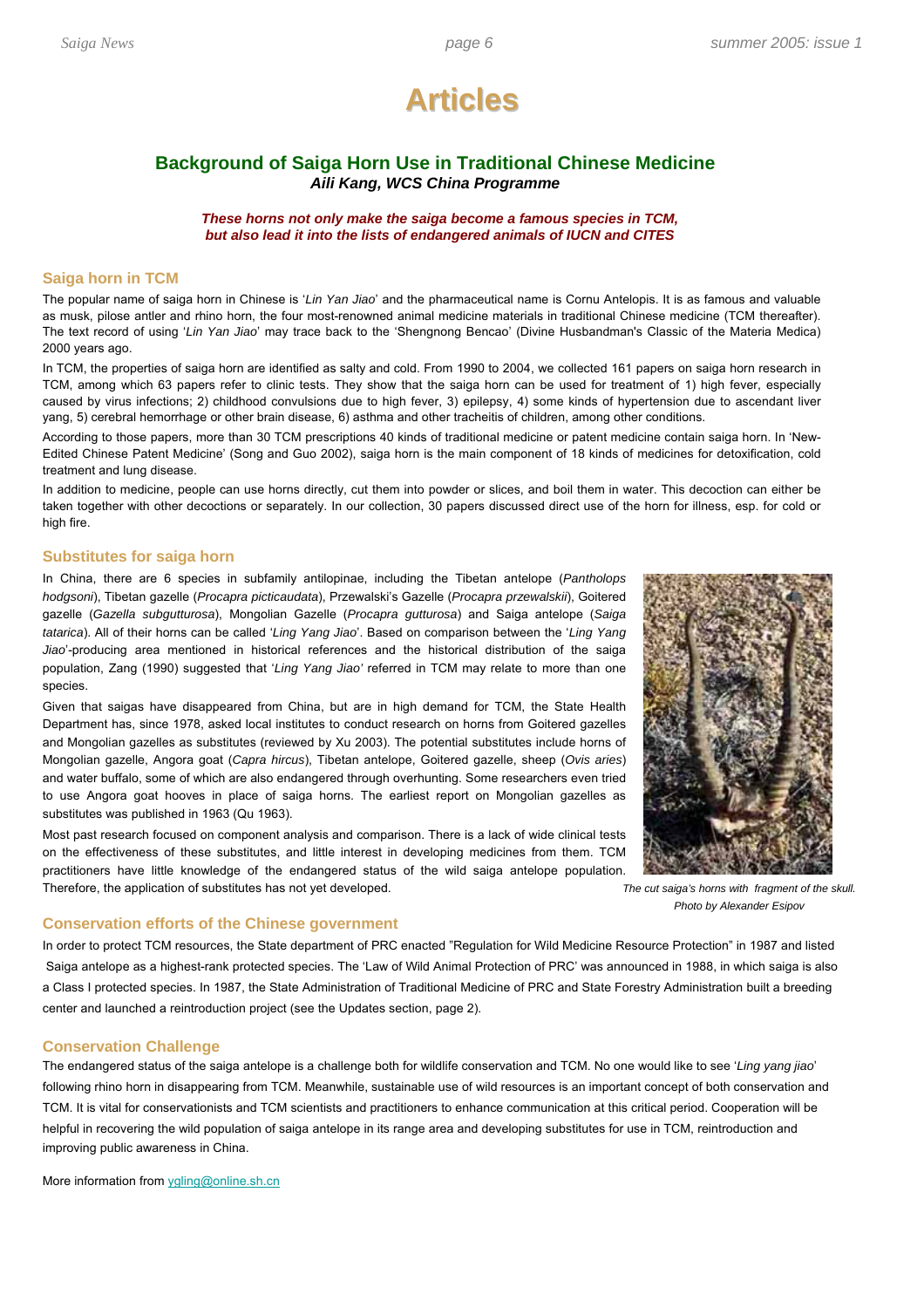# Articles

## Background of Saiga Horn Use in Traditional Chinese Medicine

***Aili Kang, WCS China Programme***

***These horns not only make the saiga become a famous species in TCM, but also lead it into the lists of endangered animals of IUCN and CITES***

### Saiga horn in TCM

The popular name of saiga horn in Chinese is '*Lin Yan Jiao*' and the pharmaceutical name is Cornu Antelopis. It is as famous and valuable as musk, pilose antler and rhino horn, the four most-renowned animal medicine materials in traditional Chinese medicine (TCM thereafter). The text record of using '*Lin Yan Jiao*' may trace back to the 'Shengnong Bencao' (Divine Husbandman's Classic of the Materia Medica) 2000 years ago.

In TCM, the properties of saiga horn are identified as salty and cold. From 1990 to 2004, we collected 161 papers on saiga horn research in TCM, among which 63 papers refer to clinic tests. They show that the saiga horn can be used for treatment of 1) high fever, especially caused by virus infections; 2) childhood convulsions due to high fever, 3) epilepsy, 4) some kinds of hypertension due to ascendant liver yang, 5) cerebral hemorrhage or other brain disease, 6) asthma and other tracheitis of children, among other conditions.

According to those papers, more than 30 TCM prescriptions 40 kinds of traditional medicine or patent medicine contain saiga horn. In 'New-Edited Chinese Patent Medicine' (Song and Guo 2002), saiga horn is the main component of 18 kinds of medicines for detoxification, cold treatment and lung disease.

In addition to medicine, people can use horns directly, cut them into powder or slices, and boil them in water. This decoction can either be taken together with other decoctions or separately. In our collection, 30 papers discussed direct use of the horn for illness, esp. for cold or high fire.

### Substitutes for saiga horn

In China, there are 6 species in subfamily antilopinae, including the Tibetan antelope (*Pantholops hodgsoni*), Tibetan gazelle (*Procapra picticaudata*), Przewalski's Gazelle (*Procapra przewalskii*), Goitered gazelle (*Gazella subgutturosa*), Mongolian Gazelle (*Procapra gutturosa*) and Saiga antelope (*Saiga tatarica*). All of their horns can be called '*Ling Yang Jiao*'. Based on comparison between the '*Ling Yang Jiao*'-producing area mentioned in historical references and the historical distribution of the saiga population, Zang (1990) suggested that '*Ling Yang Jiao'* referred in TCM may relate to more than one species.

Given that saigas have disappeared from China, but are in high demand for TCM, the State Health Department has, since 1978, asked local institutes to conduct research on horns from Goitered gazelles and Mongolian gazelles as substitutes (reviewed by Xu 2003). The potential substitutes include horns of Mongolian gazelle, Angora goat (*Capra hircus*), Tibetan antelope, Goitered gazelle, sheep (*Ovis aries*) and water buffalo, some of which are also endangered through overhunting. Some researchers even tried to use Angora goat hooves in place of saiga horns. The earliest report on Mongolian gazelles as substitutes was published in 1963 (Qu 1963).

Most past research focused on component analysis and comparison. There is a lack of wide clinical tests on the effectiveness of these substitutes, and little interest in developing medicines from them. TCM practitioners have little knowledge of the endangered status of the wild saiga antelope population. Therefore, the application of substitutes has not yet developed.

*The cut saiga's horns with fragment of the skull. Photo by Alexander Esipov*

### Conservation efforts of the Chinese government

In order to protect TCM resources, the State department of PRC enacted "Regulation for Wild Medicine Resource Protection" in 1987 and listed Saiga antelope as a highest-rank protected species. The 'Law of Wild Animal Protection of PRC' was announced in 1988, in which saiga is also a Class I protected species. In 1987, the State Administration of Traditional Medicine of PRC and State Forestry Administration built a breeding center and launched a reintroduction project (see the Updates section, page 2).

### Conservation Challenge

The endangered status of the saiga antelope is a challenge both for wildlife conservation and TCM. No one would like to see '*Ling yang jiao*' following rhino horn in disappearing from TCM. Meanwhile, sustainable use of wild resources is an important concept of both conservation and TCM. It is vital for conservationists and TCM scientists and practitioners to enhance communication at this critical period. Cooperation will be helpful in recovering the wild population of saiga antelope in its range area and developing substitutes for use in TCM, reintroduction and improving public awareness in China.

More information from ygling@online.sh.cn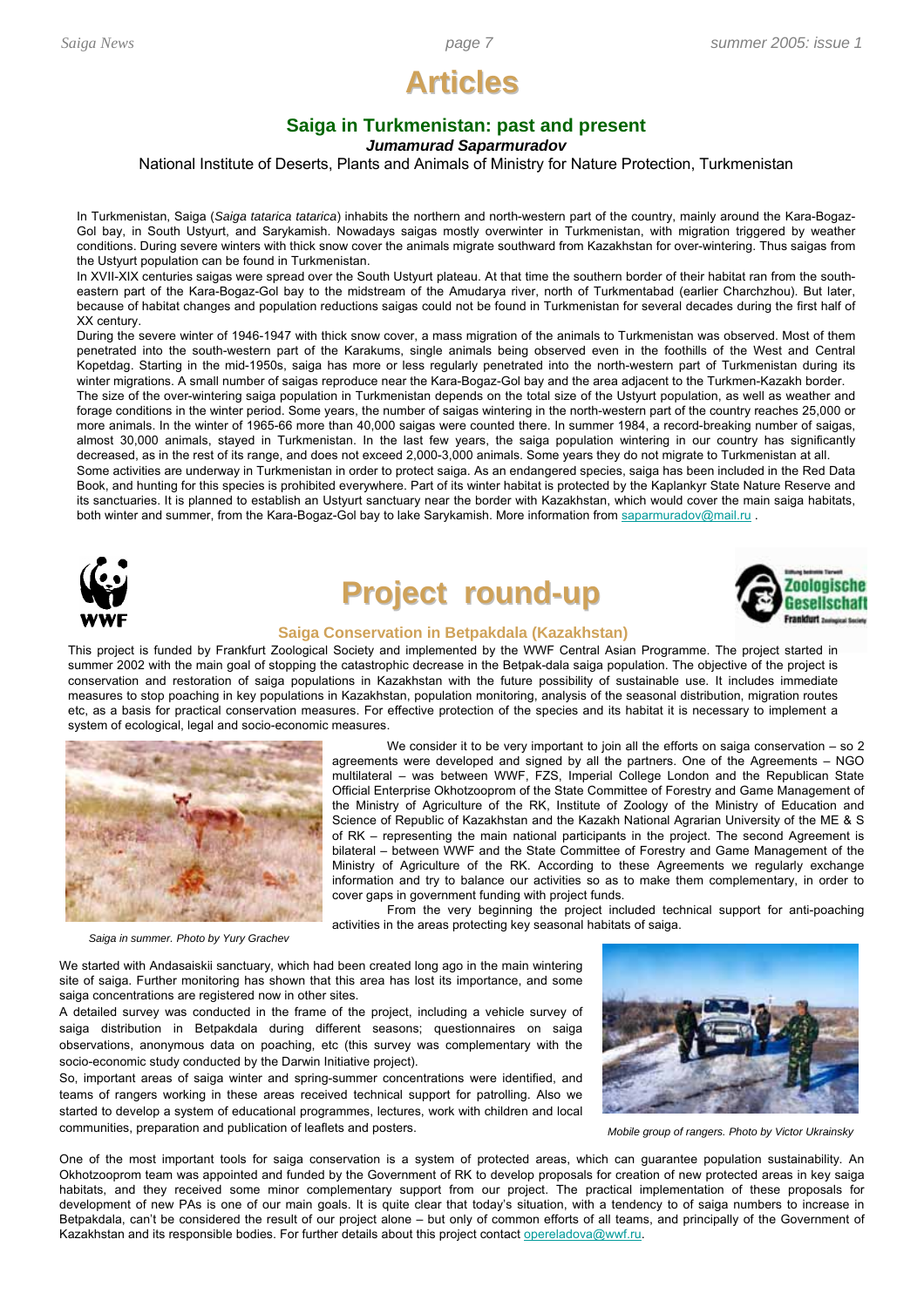# Articles

## Saiga in Turkmenistan: past and present

***Jumamurad Saparmuradov***

National Institute of Deserts, Plants and Animals of Ministry for Nature Protection, Turkmenistan

In Turkmenistan, Saiga (*Saiga tatarica tatarica*) inhabits the northern and north-western part of the country, mainly around the Kara-Bogaz-Gol bay, in South Ustyurt, and Sarykamish. Nowadays saigas mostly overwinter in Turkmenistan, with migration triggered by weather conditions. During severe winters with thick snow cover the animals migrate southward from Kazakhstan for over-wintering. Thus saigas from the Ustyurt population can be found in Turkmenistan.

In XVII-XIX centuries saigas were spread over the South Ustyurt plateau. At that time the southern border of their habitat ran from the south-eastern part of the Kara-Bogaz-Gol bay to the midstream of the Amudarya river, north of Turkmentabad (earlier Charchzhou). But later, because of habitat changes and population reductions saigas could not be found in Turkmenistan for several decades during the first half of XX century.

During the severe winter of 1946-1947 with thick snow cover, a mass migration of the animals to Turkmenistan was observed. Most of them penetrated into the south-western part of the Karakums, single animals being observed even in the foothills of the West and Central Kopetdag. Starting in the mid-1950s, saiga has more or less regularly penetrated into the north-western part of Turkmenistan during its winter migrations. A small number of saigas reproduce near the Kara-Bogaz-Gol bay and the area adjacent to the Turkmen-Kazakh border.

The size of the over-wintering saiga population in Turkmenistan depends on the total size of the Ustyurt population, as well as weather and forage conditions in the winter period. Some years, the number of saigas wintering in the north-western part of the country reaches 25,000 or more animals. In the winter of 1965-66 more than 40,000 saigas were counted there. In summer 1984, a record-breaking number of saigas, almost 30,000 animals, stayed in Turkmenistan. In the last few years, the saiga population wintering in our country has significantly decreased, as in the rest of its range, and does not exceed 2,000-3,000 animals. Some years they do not migrate to Turkmenistan at all.

Some activities are underway in Turkmenistan in order to protect saiga. As an endangered species, saiga has been included in the Red Data Book, and hunting for this species is prohibited everywhere. Part of its winter habitat is protected by the Kaplankyr State Nature Reserve and its sanctuaries. It is planned to establish an Ustyurt sanctuary near the border with Kazakhstan, which would cover the main saiga habitats, both winter and summer, from the Kara-Bogaz-Gol bay to lake Sarykamish. More information from saparmuradov@mail.ru .

# Project round-up

## Saiga Conservation in Betpakdala (Kazakhstan)

This project is funded by Frankfurt Zoological Society and implemented by the WWF Central Asian Programme. The project started in summer 2002 with the main goal of stopping the catastrophic decrease in the Betpak-dala saiga population. The objective of the project is conservation and restoration of saiga populations in Kazakhstan with the future possibility of sustainable use. It includes immediate measures to stop poaching in key populations in Kazakhstan, population monitoring, analysis of the seasonal distribution, migration routes etc, as a basis for practical conservation measures. For effective protection of the species and its habitat it is necessary to implement a system of ecological, legal and socio-economic measures.

*Saiga in summer. Photo by Yury Grachev*

We consider it to be very important to join all the efforts on saiga conservation – so 2 agreements were developed and signed by all the partners. One of the Agreements – NGO multilateral – was between WWF, FZS, Imperial College London and the Republican State Official Enterprise Okhotzooprom of the State Committee of Forestry and Game Management of the Ministry of Agriculture of the RK, Institute of Zoology of the Ministry of Education and Science of Republic of Kazakhstan and the Kazakh National Agrarian University of the ME & S of RK – representing the main national participants in the project. The second Agreement is bilateral – between WWF and the State Committee of Forestry and Game Management of the Ministry of Agriculture of the RK. According to these Agreements we regularly exchange information and try to balance our activities so as to make them complementary, in order to cover gaps in government funding with project funds.

From the very beginning the project included technical support for anti-poaching activities in the areas protecting key seasonal habitats of saiga.

We started with Andasaiskii sanctuary, which had been created long ago in the main wintering site of saiga. Further monitoring has shown that this area has lost its importance, and some saiga concentrations are registered now in other sites.

A detailed survey was conducted in the frame of the project, including a vehicle survey of saiga distribution in Betpakdala during different seasons; questionnaires on saiga observations, anonymous data on poaching, etc (this survey was complementary with the socio-economic study conducted by the Darwin Initiative project).

So, important areas of saiga winter and spring-summer concentrations were identified, and teams of rangers working in these areas received technical support for patrolling. Also we started to develop a system of educational programmes, lectures, work with children and local communities, preparation and publication of leaflets and posters.

*Mobile group of rangers. Photo by Victor Ukrainsky*

One of the most important tools for saiga conservation is a system of protected areas, which can guarantee population sustainability. An Okhotzooprom team was appointed and funded by the Government of RK to develop proposals for creation of new protected areas in key saiga habitats, and they received some minor complementary support from our project. The practical implementation of these proposals for development of new PAs is one of our main goals. It is quite clear that today's situation, with a tendency to of saiga numbers to increase in Betpakdala, can't be considered the result of our project alone – but only of common efforts of all teams, and principally of the Government of Kazakhstan and its responsible bodies. For further details about this project contact opereladova@wwf.ru.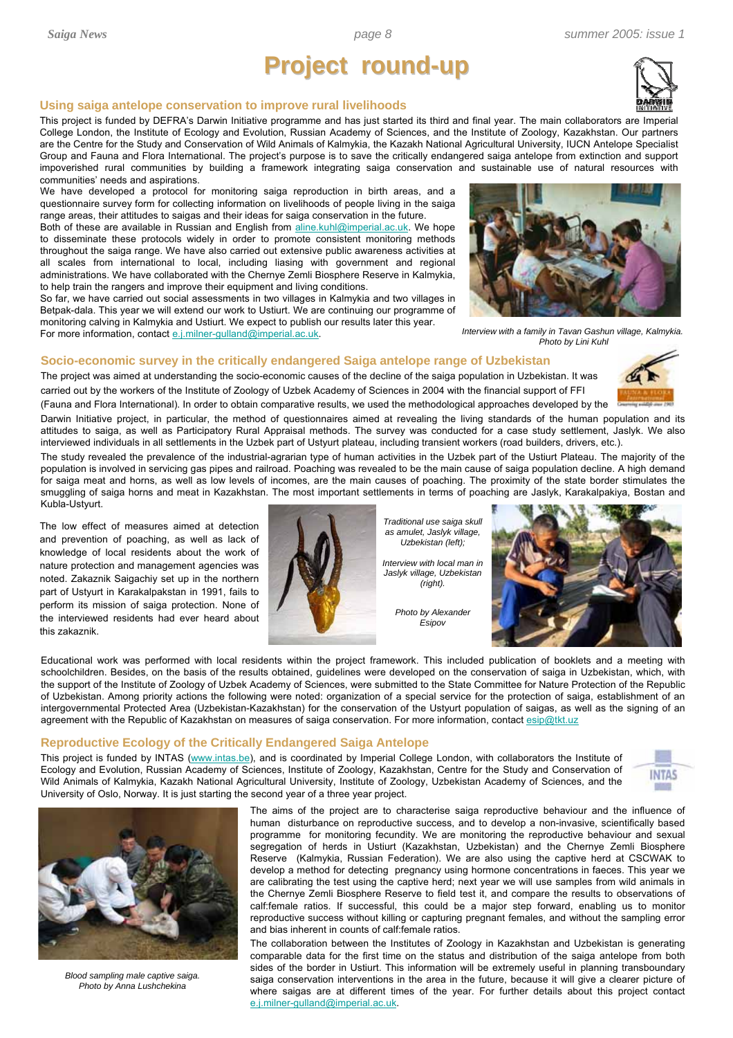# Project round-up

## Using saiga antelope conservation to improve rural livelihoods

This project is funded by DEFRA's Darwin Initiative programme and has just started its third and final year. The main collaborators are Imperial College London, the Institute of Ecology and Evolution, Russian Academy of Sciences, and the Institute of Zoology, Kazakhstan. Our partners are the Centre for the Study and Conservation of Wild Animals of Kalmykia, the Kazakh National Agricultural University, IUCN Antelope Specialist Group and Fauna and Flora International. The project's purpose is to save the critically endangered saiga antelope from extinction and support impoverished rural communities by building a framework integrating saiga conservation and sustainable use of natural resources with communities' needs and aspirations.

We have developed a protocol for monitoring saiga reproduction in birth areas, and a questionnaire survey form for collecting information on livelihoods of people living in the saiga range areas, their attitudes to saigas and their ideas for saiga conservation in the future.

Both of these are available in Russian and English from aline.kuhl@imperial.ac.uk. We hope to disseminate these protocols widely in order to promote consistent monitoring methods throughout the saiga range. We have also carried out extensive public awareness activities at all scales from international to local, including liasing with government and regional administrations. We have collaborated with the Chernye Zemli Biosphere Reserve in Kalmykia, to help train the rangers and improve their equipment and living conditions.

So far, we have carried out social assessments in two villages in Kalmykia and two villages in Betpak-dala. This year we will extend our work to Ustiurt. We are continuing our programme of monitoring calving in Kalmykia and Ustiurt. We expect to publish our results later this year.

For more information, contact e.j.milner-gulland@imperial.ac.uk.

*Interview with a family in Tavan Gashun village, Kalmykia. Photo by Lini Kuhl*

## Socio-economic survey in the critically endangered Saiga antelope range of Uzbekistan

The project was aimed at understanding the socio-economic causes of the decline of the saiga population in Uzbekistan. It was carried out by the workers of the Institute of Zoology of Uzbek Academy of Sciences in 2004 with the financial support of FFI (Fauna and Flora International). In order to obtain comparative results, we used the methodological approaches developed by the Darwin Initiative project, in particular, the method of questionnaires aimed at revealing the living standards of the human population and its attitudes to saiga, as well as Participatory Rural Appraisal methods. The survey was conducted for a case study settlement, Jaslyk. We also interviewed individuals in all settlements in the Uzbek part of Ustyurt plateau, including transient workers (road builders, drivers, etc.).

The study revealed the prevalence of the industrial-agrarian type of human activities in the Uzbek part of the Ustiurt Plateau. The majority of the population is involved in servicing gas pipes and railroad. Poaching was revealed to be the main cause of saiga population decline. A high demand for saiga meat and horns, as well as low levels of incomes, are the main causes of poaching. The proximity of the state border stimulates the smuggling of saiga horns and meat in Kazakhstan. The most important settlements in terms of poaching are Jaslyk, Karakalpakiya, Bostan and Kubla-Ustyurt.

The low effect of measures aimed at detection and prevention of poaching, as well as lack of knowledge of local residents about the work of nature protection and management agencies was noted. Zakaznik Saigachiy set up in the northern part of Ustyurt in Karakalpakstan in 1991, fails to perform its mission of saiga protection. None of the interviewed residents had ever heard about this zakaznik.

*Traditional use saiga skull as amulet, Jaslyk village, Uzbekistan (left);*

*Interview with local man in Jaslyk village, Uzbekistan (right).*

*Photo by Alexander Esipov*

Educational work was performed with local residents within the project framework. This included publication of booklets and a meeting with schoolchildren. Besides, on the basis of the results obtained, guidelines were developed on the conservation of saiga in Uzbekistan, which, with the support of the Institute of Zoology of Uzbek Academy of Sciences, were submitted to the State Committee for Nature Protection of the Republic of Uzbekistan. Among priority actions the following were noted: organization of a special service for the protection of saiga, establishment of an intergovernmental Protected Area (Uzbekistan-Kazakhstan) for the conservation of the Ustyurt population of saigas, as well as the signing of an agreement with the Republic of Kazakhstan on measures of saiga conservation. For more information, contact esip@tkt.uz

## Reproductive Ecology of the Critically Endangered Saiga Antelope

This project is funded by INTAS (www.intas.be), and is coordinated by Imperial College London, with collaborators the Institute of Ecology and Evolution, Russian Academy of Sciences, Institute of Zoology, Kazakhstan, Centre for the Study and Conservation of Wild Animals of Kalmykia, Kazakh National Agricultural University, Institute of Zoology, Uzbekistan Academy of Sciences, and the University of Oslo, Norway. It is just starting the second year of a three year project.

The aims of the project are to characterise saiga reproductive behaviour and the influence of human disturbance on reproductive success, and to develop a non-invasive, scientifically based programme for monitoring fecundity. We are monitoring the reproductive behaviour and sexual segregation of herds in Ustiurt (Kazakhstan, Uzbekistan) and the Chernye Zemli Biosphere Reserve (Kalmykia, Russian Federation). We are also using the captive herd at CSCWAK to develop a method for detecting pregnancy using hormone concentrations in faeces. This year we are calibrating the test using the captive herd; next year we will use samples from wild animals in the Chernye Zemli Biosphere Reserve to field test it, and compare the results to observations of calf:female ratios. If successful, this could be a major step forward, enabling us to monitor reproductive success without killing or capturing pregnant females, and without the sampling error and bias inherent in counts of calf:female ratios.

The collaboration between the Institutes of Zoology in Kazakhstan and Uzbekistan is generating comparable data for the first time on the status and distribution of the saiga antelope from both sides of the border in Ustiurt. This information will be extremely useful in planning transboundary saiga conservation interventions in the area in the future, because it will give a clearer picture of where saigas are at different times of the year. For further details about this project contact e.j.milner-gulland@imperial.ac.uk.

*Blood sampling male captive saiga. Photo by Anna Lushchekina*